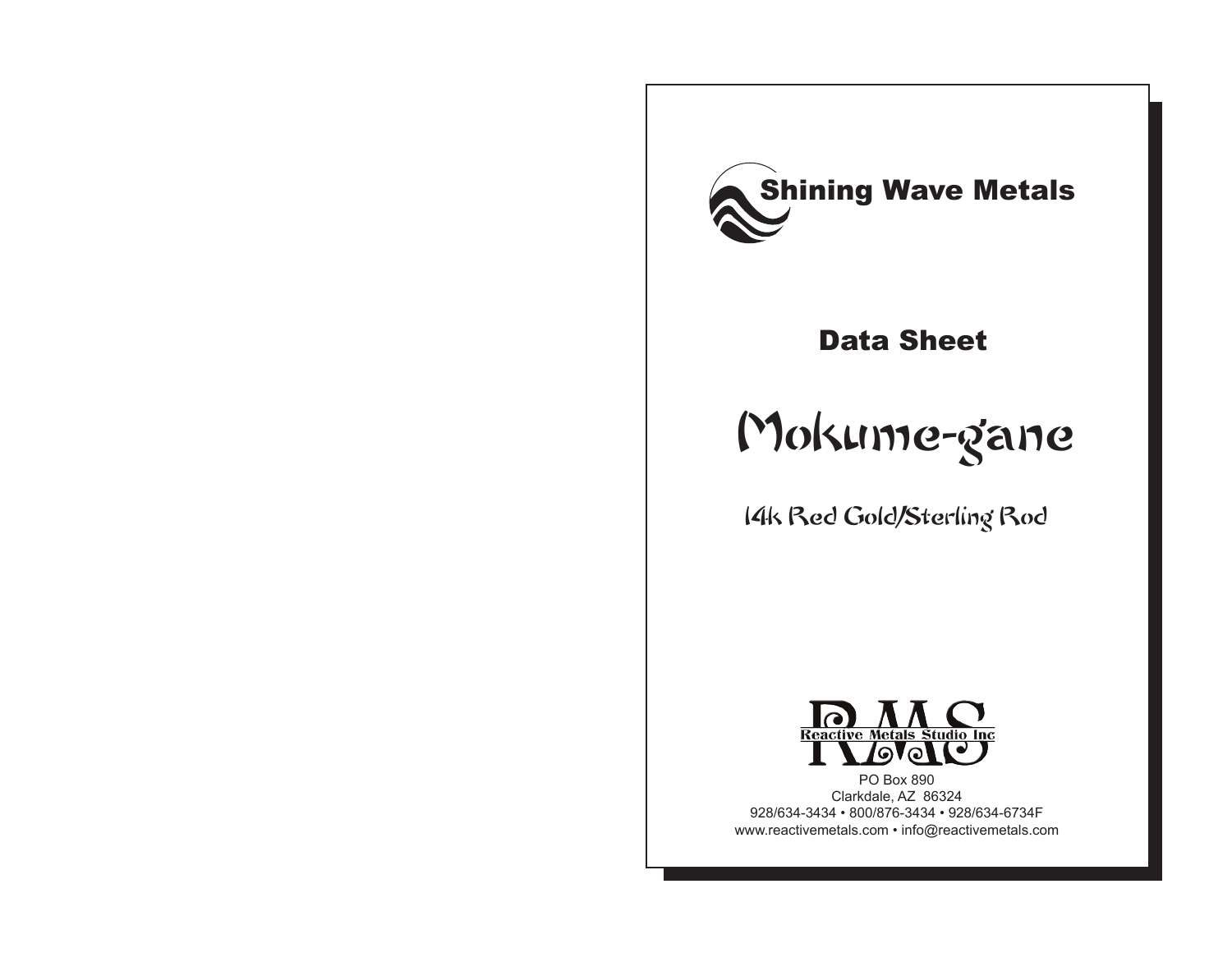Shining Wave Metals

# Data Sheet

# Mokume-gane

## 14k Red Gold/Sterling Rod

Reactive Metals Studio Inc

PO Box 890
Clarkdale, AZ 86324
928/634-3434 • 800/876-3434 • 928/634-6734F
www.reactivemetals.com • info@reactivemetals.com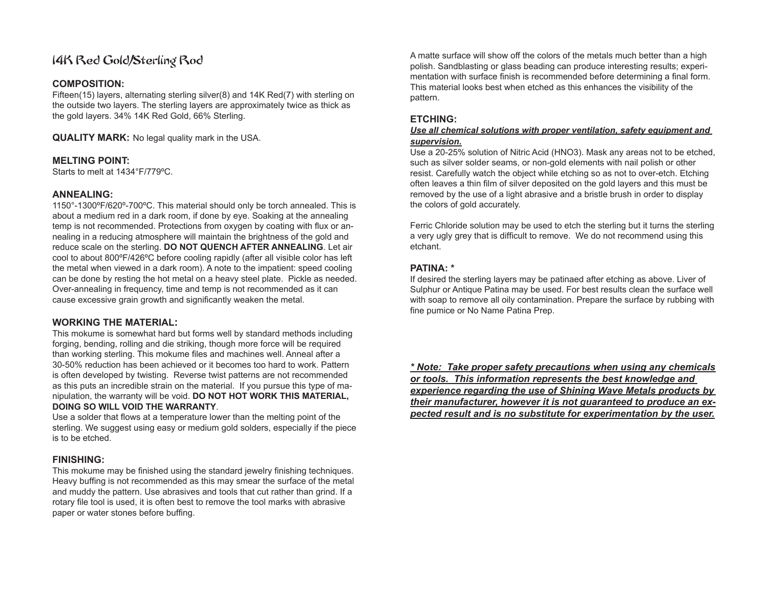# 14K Red Gold/Sterling Rod

## COMPOSITION:

Fifteen(15) layers, alternating sterling silver(8) and 14K Red(7) with sterling on the outside two layers. The sterling layers are approximately twice as thick as the gold layers. 34% 14K Red Gold, 66% Sterling.

**QUALITY MARK:** No legal quality mark in the USA.

## MELTING POINT:

Starts to melt at 1434°F/779ºC.

## ANNEALING:

1150°-1300ºF/620º-700ºC. This material should only be torch annealed. This is about a medium red in a dark room, if done by eye. Soaking at the annealing temp is not recommended. Protections from oxygen by coating with flux or annealing in a reducing atmosphere will maintain the brightness of the gold and reduce scale on the sterling. **DO NOT QUENCH AFTER ANNEALING**. Let air cool to about 800ºF/426ºC before cooling rapidly (after all visible color has left the metal when viewed in a dark room). A note to the impatient: speed cooling can be done by resting the hot metal on a heavy steel plate. Pickle as needed. Over-annealing in frequency, time and temp is not recommended as it can cause excessive grain growth and significantly weaken the metal.

## WORKING THE MATERIAL:

This mokume is somewhat hard but forms well by standard methods including forging, bending, rolling and die striking, though more force will be required than working sterling. This mokume files and machines well. Anneal after a 30-50% reduction has been achieved or it becomes too hard to work. Pattern is often developed by twisting. Reverse twist patterns are not recommended as this puts an incredible strain on the material. If you pursue this type of manipulation, the warranty will be void. **DO NOT HOT WORK THIS MATERIAL, DOING SO WILL VOID THE WARRANTY**.

Use a solder that flows at a temperature lower than the melting point of the sterling. We suggest using easy or medium gold solders, especially if the piece is to be etched.

## FINISHING:

This mokume may be finished using the standard jewelry finishing techniques. Heavy buffing is not recommended as this may smear the surface of the metal and muddy the pattern. Use abrasives and tools that cut rather than grind. If a rotary file tool is used, it is often best to remove the tool marks with abrasive paper or water stones before buffing.

A matte surface will show off the colors of the metals much better than a high polish. Sandblasting or glass beading can produce interesting results; experimentation with surface finish is recommended before determining a final form. This material looks best when etched as this enhances the visibility of the pattern.

## ETCHING:

***Use all chemical solutions with proper ventilation, safety equipment and supervision.***

Use a 20-25% solution of Nitric Acid ($HNO_3$). Mask any areas not to be etched, such as silver solder seams, or non-gold elements with nail polish or other resist. Carefully watch the object while etching so as not to over-etch. Etching often leaves a thin film of silver deposited on the gold layers and this must be removed by the use of a light abrasive and a bristle brush in order to display the colors of gold accurately.

Ferric Chloride solution may be used to etch the sterling but it turns the sterling a very ugly grey that is difficult to remove. We do not recommend using this etchant.

## PATINA: *

If desired the sterling layers may be patinaed after etching as above. Liver of Sulphur or Antique Patina may be used. For best results clean the surface well with soap to remove all oily contamination. Prepare the surface by rubbing with fine pumice or No Name Patina Prep.

***\* Note: Take proper safety precautions when using any chemicals or tools. This information represents the best knowledge and experience regarding the use of Shining Wave Metals products by their manufacturer, however it is not guaranteed to produce an expected result and is no substitute for experimentation by the user.***